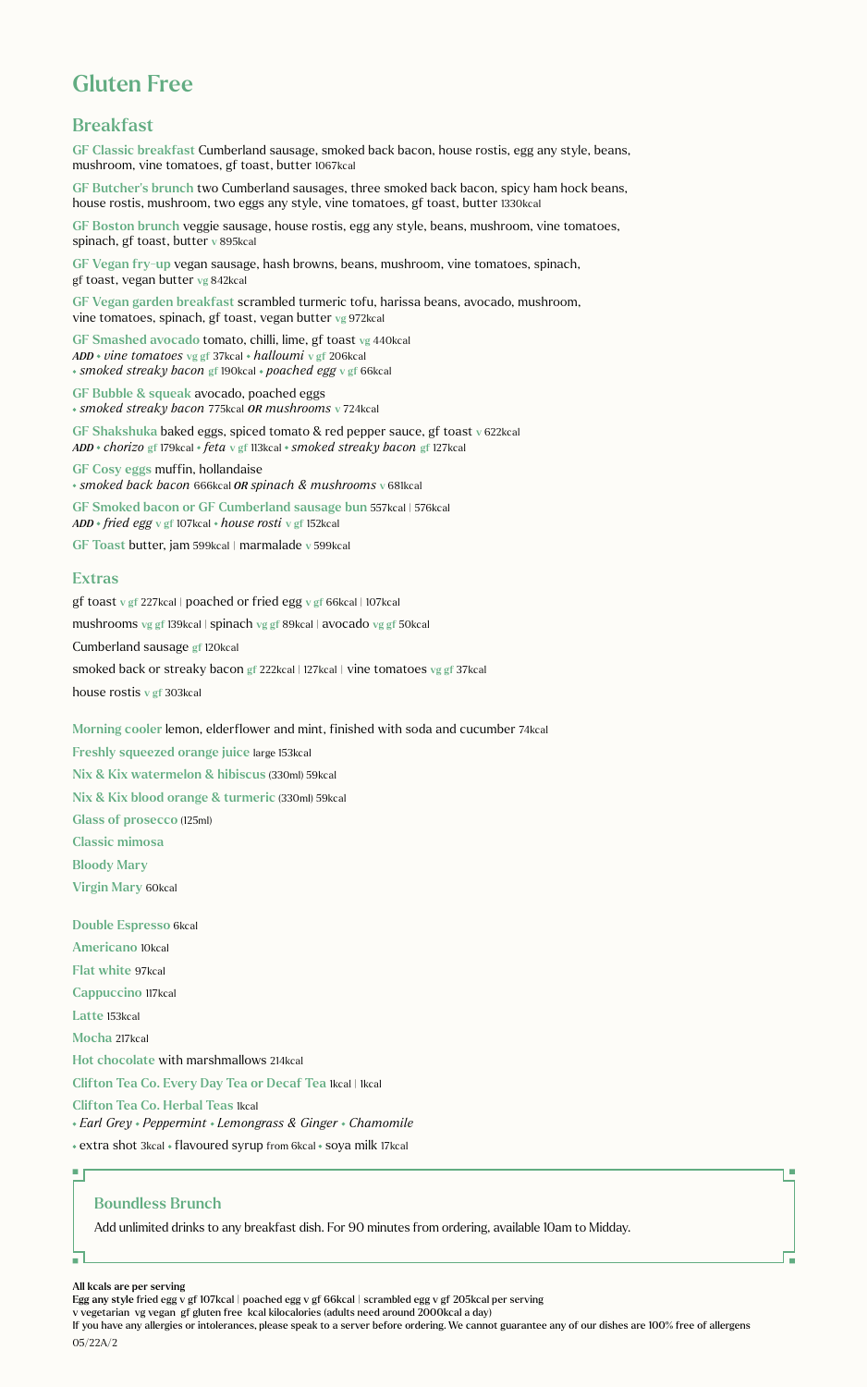# Gluten Free

## Breakfast

**GF Classic breakfast** Cumberland sausage, smoked back bacon, house rostis, egg any style, beans, mushroom, vine tomatoes, gf toast, butter 1067kcal

**GF Butcher's brunch** two Cumberland sausages, three smoked back bacon, spicy ham hock beans, house rostis, mushroom, two eggs any style, vine tomatoes, gf toast, butter 1330kcal

**GF Boston brunch** veggie sausage, house rostis, egg any style, beans, mushroom, vine tomatoes, spinach, gf toast, butter v 895kcal

**GF Vegan fry-up** vegan sausage, hash browns, beans, mushroom, vine tomatoes, spinach, gf toast, vegan butter vg 842kcal

**GF Vegan garden breakfast** scrambled turmeric tofu, harissa beans, avocado, mushroom, vine tomatoes, spinach, gf toast, vegan butter vg 972kcal

**GF Smashed avocado** tomato, chilli, lime, gf toast vg 440kcal
***ADD*** • *vine tomatoes* vg gf 37kcal • *halloumi* v gf 206kcal
• *smoked streaky bacon* gf 190kcal • *poached egg* v gf 66kcal

**GF Bubble & squeak** avocado, poached eggs
• *smoked streaky bacon* 775kcal ***OR*** *mushrooms* v 724kcal

**GF Shakshuka** baked eggs, spiced tomato & red pepper sauce, gf toast v 622kcal
***ADD*** • *chorizo* gf 179kcal • *feta* v gf 113kcal • *smoked streaky bacon* gf 127kcal

**GF Cosy eggs** muffin, hollandaise
• *smoked back bacon* 666kcal ***OR*** *spinach & mushrooms* v 681kcal

**GF Smoked bacon or GF Cumberland sausage bun** 557kcal | 576kcal
***ADD*** • *fried egg* v gf 107kcal • *house rosti* v gf 152kcal

**GF Toast** butter, jam 599kcal | marmalade v 599kcal

## Extras

gf toast v gf 227kcal | poached or fried egg v gf 66kcal | 107kcal

mushrooms vg gf 139kcal | spinach vg gf 89kcal | avocado vg gf 50kcal

Cumberland sausage gf 120kcal

smoked back or streaky bacon gf 222kcal | 127kcal | vine tomatoes vg gf 37kcal

house rostis v gf 303kcal

**Morning cooler** lemon, elderflower and mint, finished with soda and cucumber 74kcal

**Freshly squeezed orange juice** large 153kcal

**Nix & Kix watermelon & hibiscus** (330ml) 59kcal

**Nix & Kix blood orange & turmeric** (330ml) 59kcal

**Glass of prosecco** (125ml)

**Classic mimosa**

**Bloody Mary**

**Virgin Mary** 60kcal

**Double Espresso** 6kcal

**Americano** 10kcal

**Flat white** 97kcal

**Cappuccino** 117kcal

**Latte** 153kcal

**Mocha** 217kcal

**Hot chocolate** with marshmallows 214kcal

**Clifton Tea Co. Every Day Tea or Decaf Tea** 1kcal | 1kcal

**Clifton Tea Co. Herbal Teas** 1kcal
• *Earl Grey* • *Peppermint* • *Lemongrass & Ginger* • *Chamomile*

• extra shot 3kcal • flavoured syrup from 6kcal • soya milk 17kcal

### Boundless Brunch

Add unlimited drinks to any breakfast dish. For 90 minutes from ordering, available 10am to Midday.

**All kcals are per serving**
**Egg any style** fried egg v gf 107kcal | poached egg v gf 66kcal | scrambled egg v gf 205kcal per serving
v vegetarian vg vegan gf gluten free kcal kilocalories (adults need around 2000kcal a day)
If you have any allergies or intolerances, please speak to a server before ordering. We cannot guarantee any of our dishes are 100% free of allergens

05/22A/2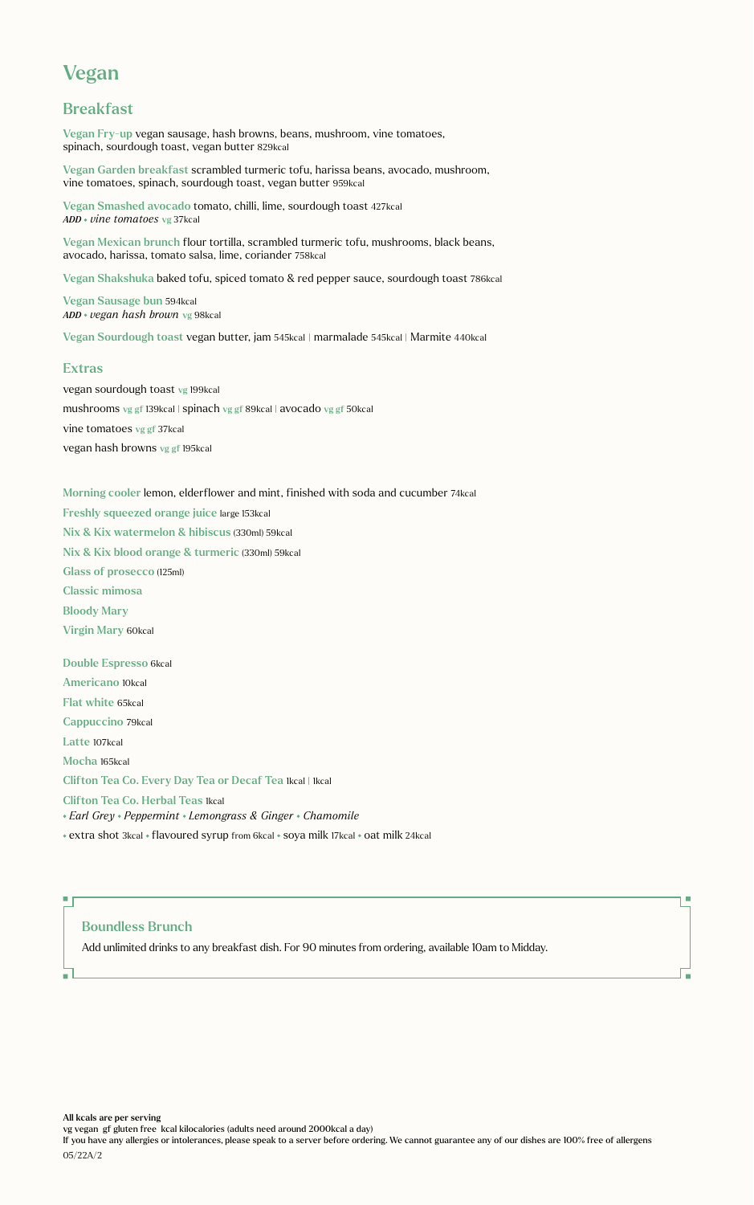# Vegan

## Breakfast

**Vegan Fry-up** vegan sausage, hash browns, beans, mushroom, vine tomatoes, spinach, sourdough toast, vegan butter 829kcal

**Vegan Garden breakfast** scrambled turmeric tofu, harissa beans, avocado, mushroom, vine tomatoes, spinach, sourdough toast, vegan butter 959kcal

**Vegan Smashed avocado** tomato, chilli, lime, sourdough toast 427kcal
***ADD*** • *vine tomatoes* vg 37kcal

**Vegan Mexican brunch** flour tortilla, scrambled turmeric tofu, mushrooms, black beans, avocado, harissa, tomato salsa, lime, coriander 758kcal

**Vegan Shakshuka** baked tofu, spiced tomato & red pepper sauce, sourdough toast 786kcal

**Vegan Sausage bun** 594kcal
***ADD*** • *vegan hash brown* vg 98kcal

**Vegan Sourdough toast** vegan butter, jam 545kcal | marmalade 545kcal | Marmite 440kcal

## Extras

vegan sourdough toast vg 199kcal

mushrooms vg gf 139kcal | spinach vg gf 89kcal | avocado vg gf 50kcal

vine tomatoes vg gf 37kcal

vegan hash browns vg gf 195kcal

**Morning cooler** lemon, elderflower and mint, finished with soda and cucumber 74kcal

**Freshly squeezed orange juice** large 153kcal

**Nix & Kix watermelon & hibiscus** (330ml) 59kcal

**Nix & Kix blood orange & turmeric** (330ml) 59kcal

**Glass of prosecco** (125ml)

**Classic mimosa**

**Bloody Mary**

**Virgin Mary** 60kcal

**Double Espresso** 6kcal

**Americano** 10kcal

**Flat white** 65kcal

**Cappuccino** 79kcal

**Latte** 107kcal

**Mocha** 165kcal

**Clifton Tea Co. Every Day Tea or Decaf Tea** 1kcal | 1kcal

**Clifton Tea Co. Herbal Teas** 1kcal
• *Earl Grey* • *Peppermint* • *Lemongrass & Ginger* • *Chamomile*

• extra shot 3kcal • flavoured syrup from 6kcal • soya milk 17kcal • oat milk 24kcal

### Boundless Brunch

Add unlimited drinks to any breakfast dish. For 90 minutes from ordering, available 10am to Midday.

**All kcals are per serving**
vg vegan gf gluten free kcal kilocalories (adults need around 2000kcal a day)
If you have any allergies or intolerances, please speak to a server before ordering. We cannot guarantee any of our dishes are 100% free of allergens
05/22A/2